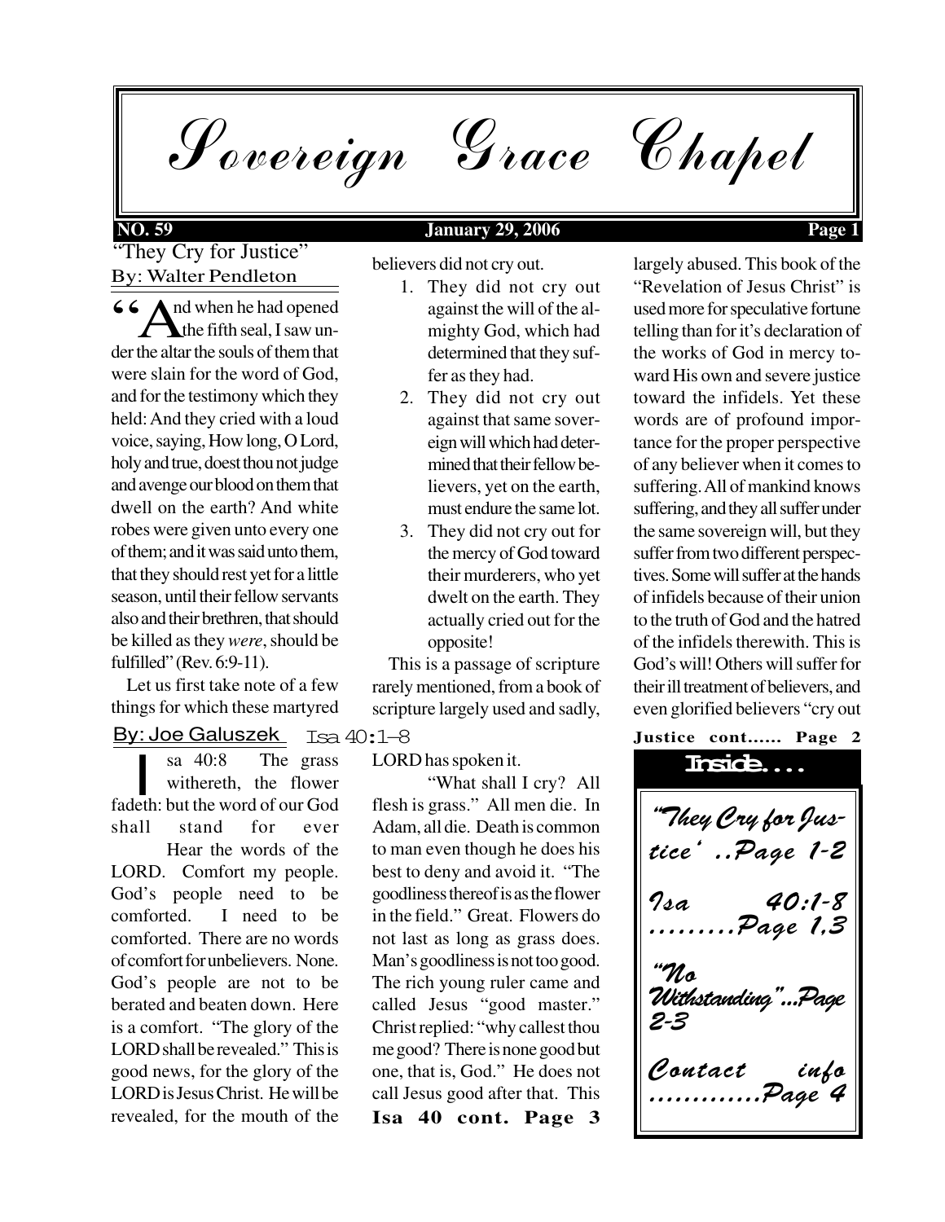# Sovereign Grace Chapel

**NO. 59** **January 29, 2006**

## "They Cry for Justice"

By: Walter Pendleton

"And when he had opened the fifth seal, I saw under the altar the souls of them that were slain for the word of God, and for the testimony which they held: And they cried with a loud voice, saying, How long, O Lord, holy and true, doest thou not judge and avenge our blood on them that dwell on the earth? And white robes were given unto every one of them; and it was said unto them, that they should rest yet for a little season, until their fellow servants also and their brethren, that should be killed as they *were*, should be fulfilled" (Rev. 6:9-11).

Let us first take note of a few things for which these martyred believers did not cry out.

1. They did not cry out against the will of the almighty God, which had determined that they suffer as they had.
2. They did not cry out against that same sovereign will which had determined that their fellow believers, yet on the earth, must endure the same lot.
3. They did not cry out for the mercy of God toward their murderers, who yet dwelt on the earth. They actually cried out for the opposite!

This is a passage of scripture rarely mentioned, from a book of scripture largely used and sadly, largely abused. This book of the "Revelation of Jesus Christ" is used more for speculative fortune telling than for it's declaration of the works of God in mercy toward His own and severe justice toward the infidels. Yet these words are of profound importance for the proper perspective of any believer when it comes to suffering. All of mankind knows suffering, and they all suffer under the same sovereign will, but they suffer from two different perspectives. Some will suffer at the hands of infidels because of their union to the truth of God and the hatred of the infidels therewith. This is God's will! Others will suffer for their ill treatment of believers, and even glorified believers "cry out

**Justice cont...... Page 2**

## Isa 40:1–8

By: Joe Galuszek

Isa 40:8 The grass withereth, the flower fadeth: but the word of our God shall stand for ever

Hear the words of the LORD. Comfort my people. God's people need to be comforted. I need to be comforted. There are no words of comfort for unbelievers. None. God's people are not to be berated and beaten down. Here is a comfort. "The glory of the LORD shall be revealed." This is good news, for the glory of the LORD is Jesus Christ. He will be revealed, for the mouth of the LORD has spoken it.

"What shall I cry? All flesh is grass." All men die. In Adam, all die. Death is common to man even though he does his best to deny and avoid it. "The goodliness thereof is as the flower in the field." Great. Flowers do not last as long as grass does. Man's goodliness is not too good. The rich young ruler came and called Jesus "good master." Christ replied: "why callest thou me good? There is none good but one, that is, God." He does not call Jesus good after that. This

**Isa 40 cont. Page 3**

---

**Inside....**

*"They Cry for Justice' ..Page 1-2*

*Isa 40:1-8 .........Page 1,3*

*"No Withstanding"...Page 2-3*

*Contact info ............Page 4*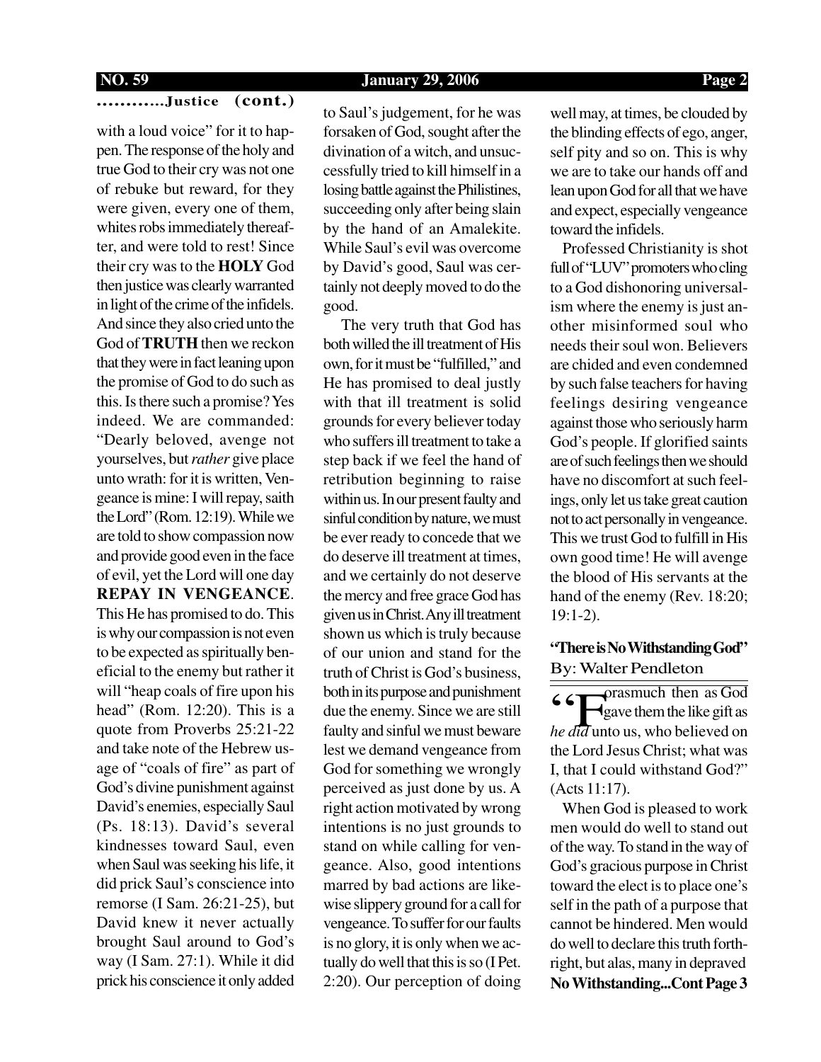**............Justice (cont.)**

with a loud voice" for it to happen. The response of the holy and true God to their cry was not one of rebuke but reward, for they were given, every one of them, whites robs immediately thereafter, and were told to rest! Since their cry was to the **HOLY** God then justice was clearly warranted in light of the crime of the infidels. And since they also cried unto the God of **TRUTH** then we reckon that they were in fact leaning upon the promise of God to do such as this. Is there such a promise? Yes indeed. We are commanded: "Dearly beloved, avenge not yourselves, but *rather* give place unto wrath: for it is written, Vengeance is mine: I will repay, saith the Lord" (Rom. 12:19). While we are told to show compassion now and provide good even in the face of evil, yet the Lord will one day **REPAY IN VENGEANCE**. This He has promised to do. This is why our compassion is not even to be expected as spiritually beneficial to the enemy but rather it will "heap coals of fire upon his head" (Rom. 12:20). This is a quote from Proverbs 25:21-22 and take note of the Hebrew usage of "coals of fire" as part of God's divine punishment against David's enemies, especially Saul (Ps. 18:13). David's several kindnesses toward Saul, even when Saul was seeking his life, it did prick Saul's conscience into remorse (I Sam. 26:21-25), but David knew it never actually brought Saul around to God's way (I Sam. 27:1). While it did prick his conscience it only added to Saul's judgement, for he was forsaken of God, sought after the divination of a witch, and unsuccessfully tried to kill himself in a losing battle against the Philistines, succeeding only after being slain by the hand of an Amalekite. While Saul's evil was overcome by David's good, Saul was certainly not deeply moved to do the good.

The very truth that God has both willed the ill treatment of His own, for it must be "fulfilled," and He has promised to deal justly with that ill treatment is solid grounds for every believer today who suffers ill treatment to take a step back if we feel the hand of retribution beginning to raise within us. In our present faulty and sinful condition by nature, we must be ever ready to concede that we do deserve ill treatment at times, and we certainly do not deserve the mercy and free grace God has given us in Christ. Any ill treatment shown us which is truly because of our union and stand for the truth of Christ is God's business, both in its purpose and punishment due the enemy. Since we are still faulty and sinful we must beware lest we demand vengeance from God for something we wrongly perceived as just done by us. A right action motivated by wrong intentions is no just grounds to stand on while calling for vengeance. Also, good intentions marred by bad actions are likewise slippery ground for a call for vengeance. To suffer for our faults is no glory, it is only when we actually do well that this is so (I Pet. 2:20). Our perception of doing well may, at times, be clouded by the blinding effects of ego, anger, self pity and so on. This is why we are to take our hands off and lean upon God for all that we have and expect, especially vengeance toward the infidels.

Professed Christianity is shot full of "LUV" promoters who cling to a God dishonoring universalism where the enemy is just another misinformed soul who needs their soul won. Believers are chided and even condemned by such false teachers for having feelings desiring vengeance against those who seriously harm God's people. If glorified saints are of such feelings then we should have no discomfort at such feelings, only let us take great caution not to act personally in vengeance. This we trust God to fulfill in His own good time! He will avenge the blood of His servants at the hand of the enemy (Rev. 18:20; 19:1-2).

## "There is No Withstanding God"

By: Walter Pendleton

"Forasmuch then as God gave them the like gift as *he did* unto us, who believed on the Lord Jesus Christ; what was I, that I could withstand God?" (Acts 11:17).

When God is pleased to work men would do well to stand out of the way. To stand in the way of God's gracious purpose in Christ toward the elect is to place one's self in the path of a purpose that cannot be hindered. Men would do well to declare this truth forthright, but alas, many in depraved

**No Withstanding...Cont Page 3**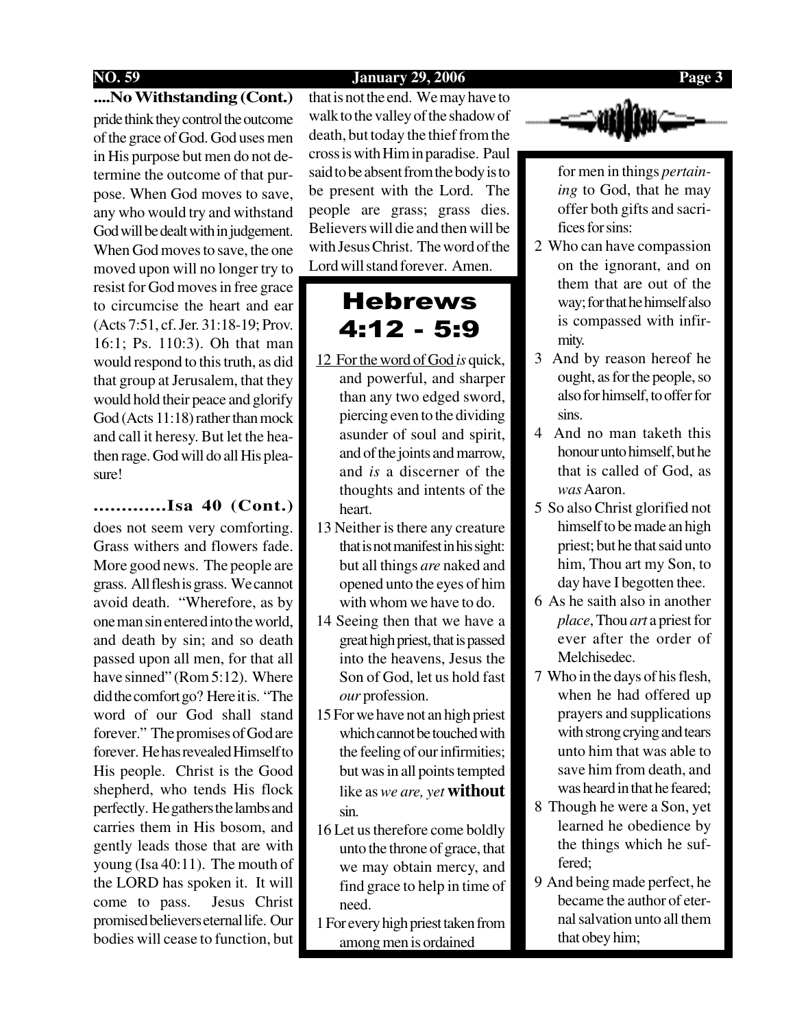**....No Withstanding (Cont.)**

pride think they control the outcome of the grace of God. God uses men in His purpose but men do not determine the outcome of that purpose. When God moves to save, any who would try and withstand God will be dealt with in judgement. When God moves to save, the one moved upon will no longer try to resist for God moves in free grace to circumcise the heart and ear (Acts 7:51, cf. Jer. 31:18-19; Prov. 16:1; Ps. 110:3). Oh that man would respond to this truth, as did that group at Jerusalem, that they would hold their peace and glorify God (Acts 11:18) rather than mock and call it heresy. But let the heathen rage. God will do all His pleasure!

**.............Isa 40 (Cont.)**

does not seem very comforting. Grass withers and flowers fade. More good news. The people are grass. All flesh is grass. We cannot avoid death. "Wherefore, as by one man sin entered into the world, and death by sin; and so death passed upon all men, for that all have sinned" (Rom 5:12). Where did the comfort go? Here it is. "The word of our God shall stand forever." The promises of God are forever. He has revealed Himself to His people. Christ is the Good shepherd, who tends His flock perfectly. He gathers the lambs and carries them in His bosom, and gently leads those that are with young (Isa 40:11). The mouth of the LORD has spoken it. It will come to pass. Jesus Christ promised believers eternal life. Our bodies will cease to function, but that is not the end. We may have to walk to the valley of the shadow of death, but today the thief from the cross is with Him in paradise. Paul said to be absent from the body is to be present with the Lord. The people are grass; grass dies. Believers will die and then will be with Jesus Christ. The word of the Lord will stand forever. Amen.

## Hebrews 4:12 - 5:9

12 For the word of God *is* quick, and powerful, and sharper than any two edged sword, piercing even to the dividing asunder of soul and spirit, and of the joints and marrow, and *is* a discerner of the thoughts and intents of the heart.

13 Neither is there any creature that is not manifest in his sight: but all things *are* naked and opened unto the eyes of him with whom we have to do.

14 Seeing then that we have a great high priest, that is passed into the heavens, Jesus the Son of God, let us hold fast *our* profession.

15 For we have not an high priest which cannot be touched with the feeling of our infirmities; but was in all points tempted like as *we are, yet* **without** sin.

16 Let us therefore come boldly unto the throne of grace, that we may obtain mercy, and find grace to help in time of need.

1 For every high priest taken from among men is ordained for men in things *pertaining* to God, that he may offer both gifts and sacrifices for sins:

2 Who can have compassion on the ignorant, and on them that are out of the way; for that he himself also is compassed with infirmity.

3 And by reason hereof he ought, as for the people, so also for himself, to offer for sins.

4 And no man taketh this honour unto himself, but he that is called of God, as *was* Aaron.

5 So also Christ glorified not himself to be made an high priest; but he that said unto him, Thou art my Son, to day have I begotten thee.

6 As he saith also in another *place*, Thou *art* a priest for ever after the order of Melchisedec.

7 Who in the days of his flesh, when he had offered up prayers and supplications with strong crying and tears unto him that was able to save him from death, and was heard in that he feared;

8 Though he were a Son, yet learned he obedience by the things which he suffered;

9 And being made perfect, he became the author of eternal salvation unto all them that obey him;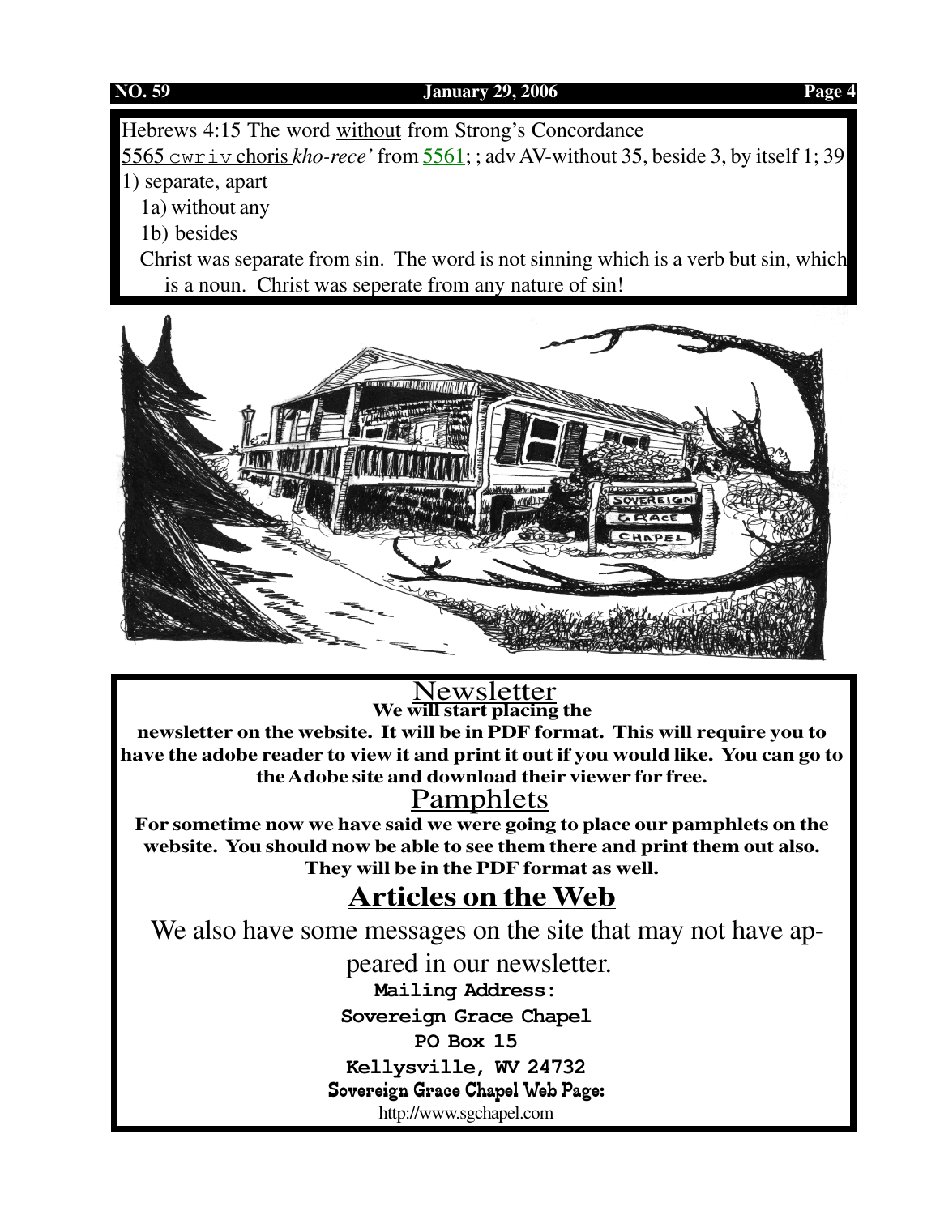Hebrews 4:15 The word without from Strong's Concordance

5565 cwriv choris *kho-rece'* from 5561; ; adv AV-without 35, beside 3, by itself 1; 39

1) separate, apart
   1a) without any
   1b) besides

Christ was separate from sin. The word is not sinning which is a verb but sin, which is a noun. Christ was seperate from any nature of sin!

## Newsletter

**We will start placing the newsletter on the website. It will be in PDF format. This will require you to have the adobe reader to view it and print it out if you would like. You can go to the Adobe site and download their viewer for free.**

## Pamphlets

**For sometime now we have said we were going to place our pamphlets on the website. You should now be able to see them there and print them out also. They will be in the PDF format as well.**

## Articles on the Web

We also have some messages on the site that may not have appeared in our newsletter.

**Mailing Address:**

**Sovereign Grace Chapel**

**PO Box 15**

**Kellysville, WV 24732**

**Sovereign Grace Chapel Web Page:**

http://www.sgchapel.com